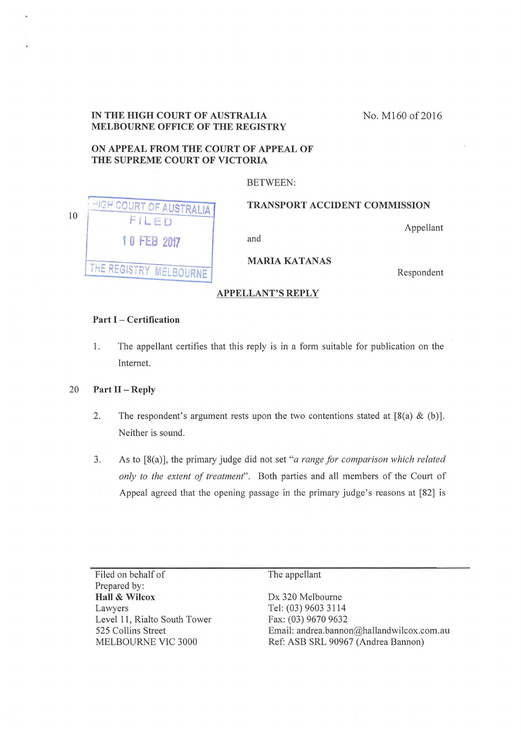IN THE HIGH COURT OF AUSTRALIA
MELBOURNE OFFICE OF THE REGISTRY

No. M160 of 2016

ON APPEAL FROM THE COURT OF APPEAL OF THE SUPREME COURT OF VICTORIA

HIGH COURT OF AUSTRALIA
FILED
10 FEB 2017
THE REGISTRY MELBOURNE

BETWEEN:

**TRANSPORT ACCIDENT COMMISSION**

Appellant

and

**MARIA KATANAS**

Respondent

## APPELLANT'S REPLY

### Part I – Certification

1. The appellant certifies that this reply is in a form suitable for publication on the Internet.

### Part II – Reply

2. The respondent's argument rests upon the two contentions stated at [8(a) & (b)]. Neither is sound.

3. As to [8(a)], the primary judge did not set "*a range for comparison which related only to the extent of treatment*". Both parties and all members of the Court of Appeal agreed that the opening passage in the primary judge's reasons at [82] is

| | |
|---|---|
| Filed on behalf of | The appellant |
| Prepared by: | |
| **Hall & Wilcox** | Dx 320 Melbourne |
| Lawyers | Tel: (03) 9603 3114 |
| Level 11, Rialto South Tower | Fax: (03) 9670 9632 |
| 525 Collins Street | Email: andrea.bannon@hallandwilcox.com.au |
| MELBOURNE VIC 3000 | Ref: ASB SRL 90967 (Andrea Bannon) |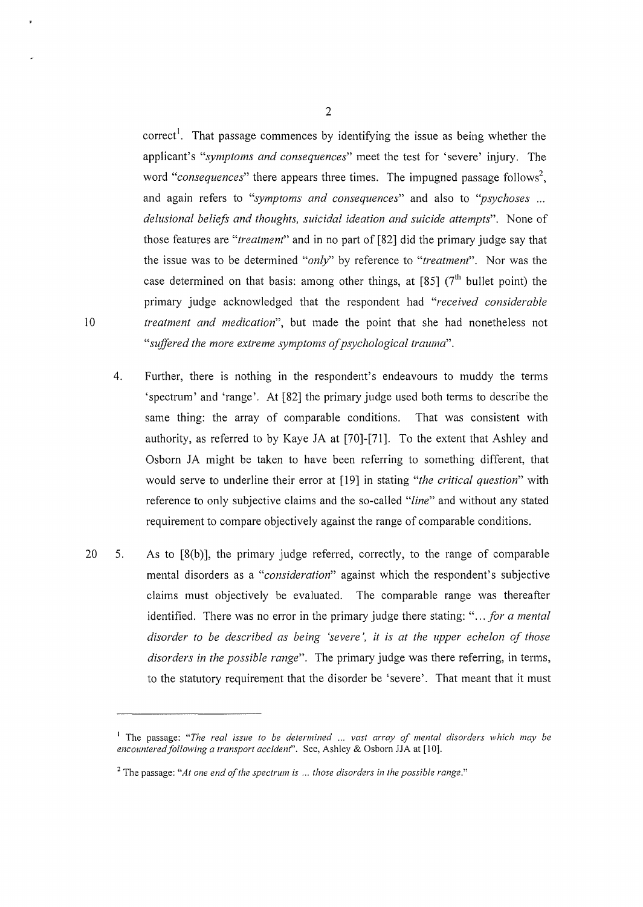correct[1]. That passage commences by identifying the issue as being whether the applicant's "*symptoms and consequences*" meet the test for 'severe' injury. The word "*consequences*" there appears three times. The impugned passage follows[2], and again refers to "*symptoms and consequences*" and also to "*psychoses ... delusional beliefs and thoughts, suicidal ideation and suicide attempts*". None of those features are "*treatment*" and in no part of [82] did the primary judge say that the issue was to be determined "*only*" by reference to "*treatment*". Nor was the case determined on that basis: among other things, at [85] (7th bullet point) the primary judge acknowledged that the respondent had "*received considerable treatment and medication*", but made the point that she had nonetheless not "*suffered the more extreme symptoms of psychological trauma*".

4. Further, there is nothing in the respondent's endeavours to muddy the terms 'spectrum' and 'range'. At [82] the primary judge used both terms to describe the same thing: the array of comparable conditions. That was consistent with authority, as referred to by Kaye JA at [70]-[71]. To the extent that Ashley and Osborn JA might be taken to have been referring to something different, that would serve to underline their error at [19] in stating "*the critical question*" with reference to only subjective claims and the so-called "*line*" and without any stated requirement to compare objectively against the range of comparable conditions.

5. As to [8(b)], the primary judge referred, correctly, to the range of comparable mental disorders as a "*consideration*" against which the respondent's subjective claims must objectively be evaluated. The comparable range was thereafter identified. There was no error in the primary judge there stating: "*... for a mental disorder to be described as being 'severe', it is at the upper echelon of those disorders in the possible range*". The primary judge was there referring, in terms, to the statutory requirement that the disorder be 'severe'. That meant that it must

---

[1] The passage: "*The real issue to be determined ... vast array of mental disorders which may be encountered following a transport accident*". See, Ashley & Osborn JJA at [10].

[2] The passage: "*At one end of the spectrum is ... those disorders in the possible range.*"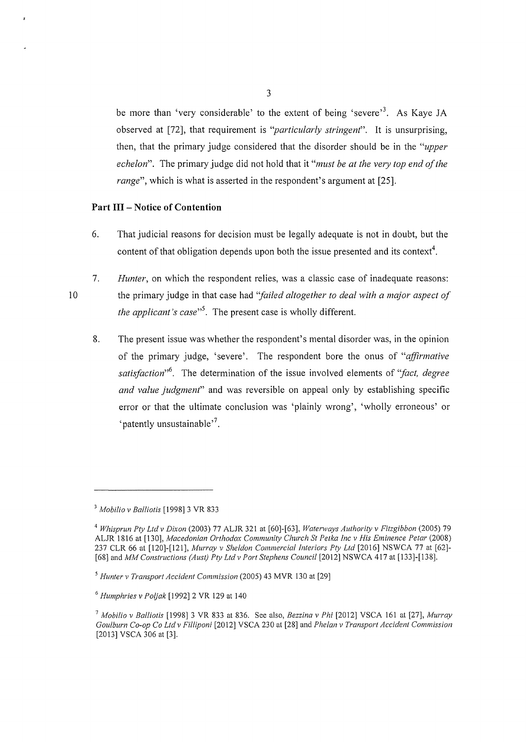be more than 'very considerable' to the extent of being 'severe'[3]. As Kaye JA observed at [72], that requirement is *"particularly stringent"*. It is unsurprising, then, that the primary judge considered that the disorder should be in the *"upper echelon"*. The primary judge did not hold that it *"must be at the very top end of the range"*, which is what is asserted in the respondent's argument at [25].

## Part III – Notice of Contention

6. That judicial reasons for decision must be legally adequate is not in doubt, but the content of that obligation depends upon both the issue presented and its context[4].

7. *Hunter*, on which the respondent relies, was a classic case of inadequate reasons: the primary judge in that case had *"failed altogether to deal with a major aspect of the applicant's case"*[5]. The present case is wholly different.

8. The present issue was whether the respondent's mental disorder was, in the opinion of the primary judge, 'severe'. The respondent bore the onus of *"affirmative satisfaction"*[6]. The determination of the issue involved elements of *"fact, degree and value judgment"* and was reversible on appeal only by establishing specific error or that the ultimate conclusion was 'plainly wrong', 'wholly erroneous' or 'patently unsustainable'[7].

---

[3] *Mobilio v Balliotis* [1998] 3 VR 833

[4] *Whisprun Pty Ltd v Dixon* (2003) 77 ALJR 321 at [60]-[63], *Waterways Authority v Fitzgibbon* (2005) 79 ALJR 1816 at [130], *Macedonian Orthodox Community Church St Petka Inc v His Eminence Petar* (2008) 237 CLR 66 at [120]-[121], *Murray v Sheldon Commercial Interiors Pty Ltd* [2016] NSWCA 77 at [62]-[68] and *MM Constructions (Aust) Pty Ltd v Port Stephens Council* [2012] NSWCA 417 at [133]-[138].

[5] *Hunter v Transport Accident Commission* (2005) 43 MVR 130 at [29]

[6] *Humphries v Poljak* [1992] 2 VR 129 at 140

[7] *Mobilio v Balliotis* [1998] 3 VR 833 at 836. See also, *Bezzina v Phi* [2012] VSCA 161 at [27], *Murray Goulburn Co-op Co Ltd v Filliponi* [2012] VSCA 230 at [28] and *Phelan v Transport Accident Commission* [2013] VSCA 306 at [3].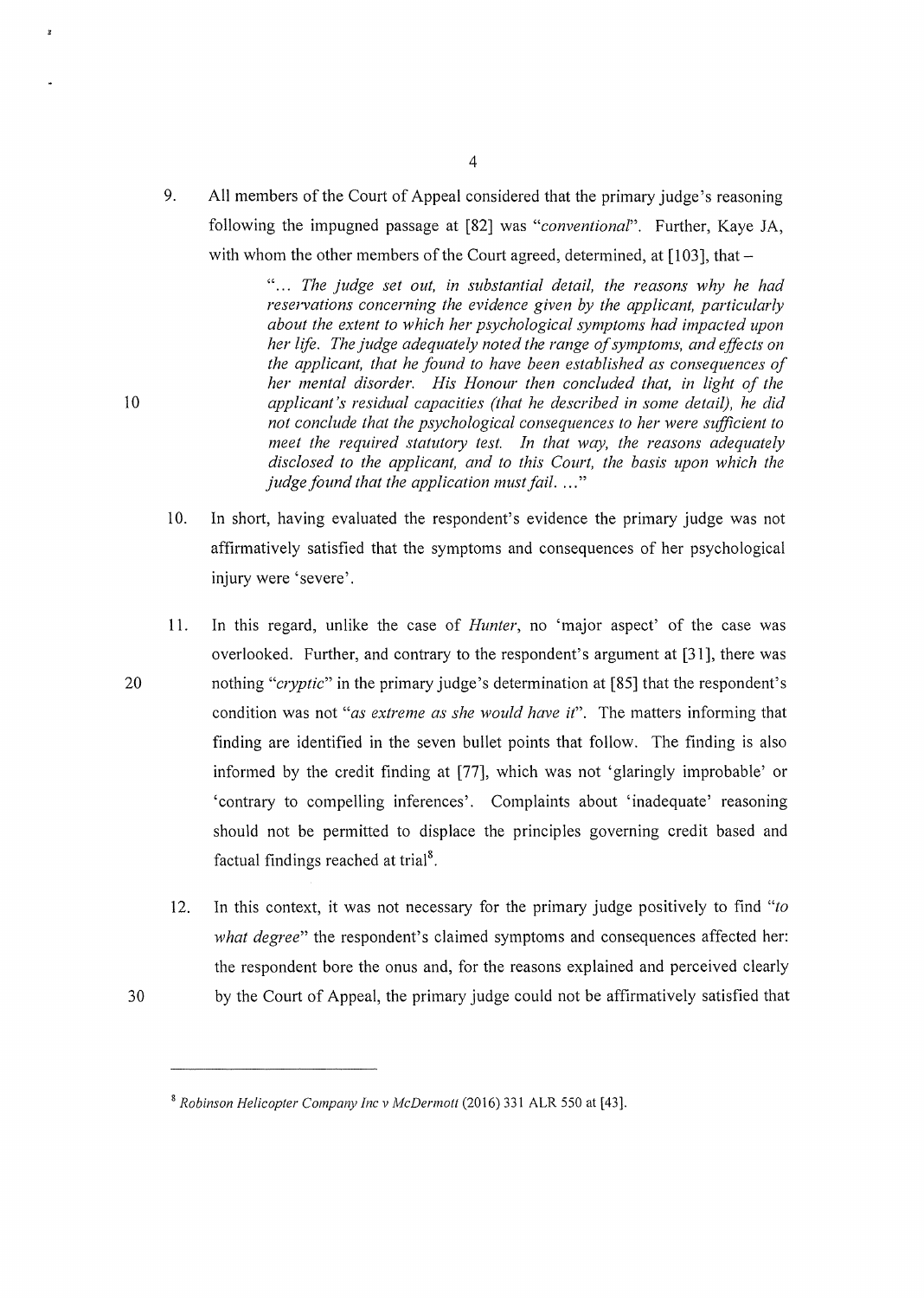9. All members of the Court of Appeal considered that the primary judge's reasoning following the impugned passage at [82] was "*conventional*". Further, Kaye JA, with whom the other members of the Court agreed, determined, at [103], that –

> "*... The judge set out, in substantial detail, the reasons why he had reservations concerning the evidence given by the applicant, particularly about the extent to which her psychological symptoms had impacted upon her life. The judge adequately noted the range of symptoms, and effects on the applicant, that he found to have been established as consequences of her mental disorder. His Honour then concluded that, in light of the applicant's residual capacities (that he described in some detail), he did not conclude that the psychological consequences to her were sufficient to meet the required statutory test. In that way, the reasons adequately disclosed to the applicant, and to this Court, the basis upon which the judge found that the application must fail. ...*"

10. In short, having evaluated the respondent's evidence the primary judge was not affirmatively satisfied that the symptoms and consequences of her psychological injury were 'severe'.

11. In this regard, unlike the case of *Hunter*, no 'major aspect' of the case was overlooked. Further, and contrary to the respondent's argument at [31], there was nothing "*cryptic*" in the primary judge's determination at [85] that the respondent's condition was not "*as extreme as she would have it*". The matters informing that finding are identified in the seven bullet points that follow. The finding is also informed by the credit finding at [77], which was not 'glaringly improbable' or 'contrary to compelling inferences'. Complaints about 'inadequate' reasoning should not be permitted to displace the principles governing credit based and factual findings reached at trial[8].

12. In this context, it was not necessary for the primary judge positively to find "*to what degree*" the respondent's claimed symptoms and consequences affected her: the respondent bore the onus and, for the reasons explained and perceived clearly by the Court of Appeal, the primary judge could not be affirmatively satisfied that

---

[8] *Robinson Helicopter Company Inc v McDermott* (2016) 331 ALR 550 at [43].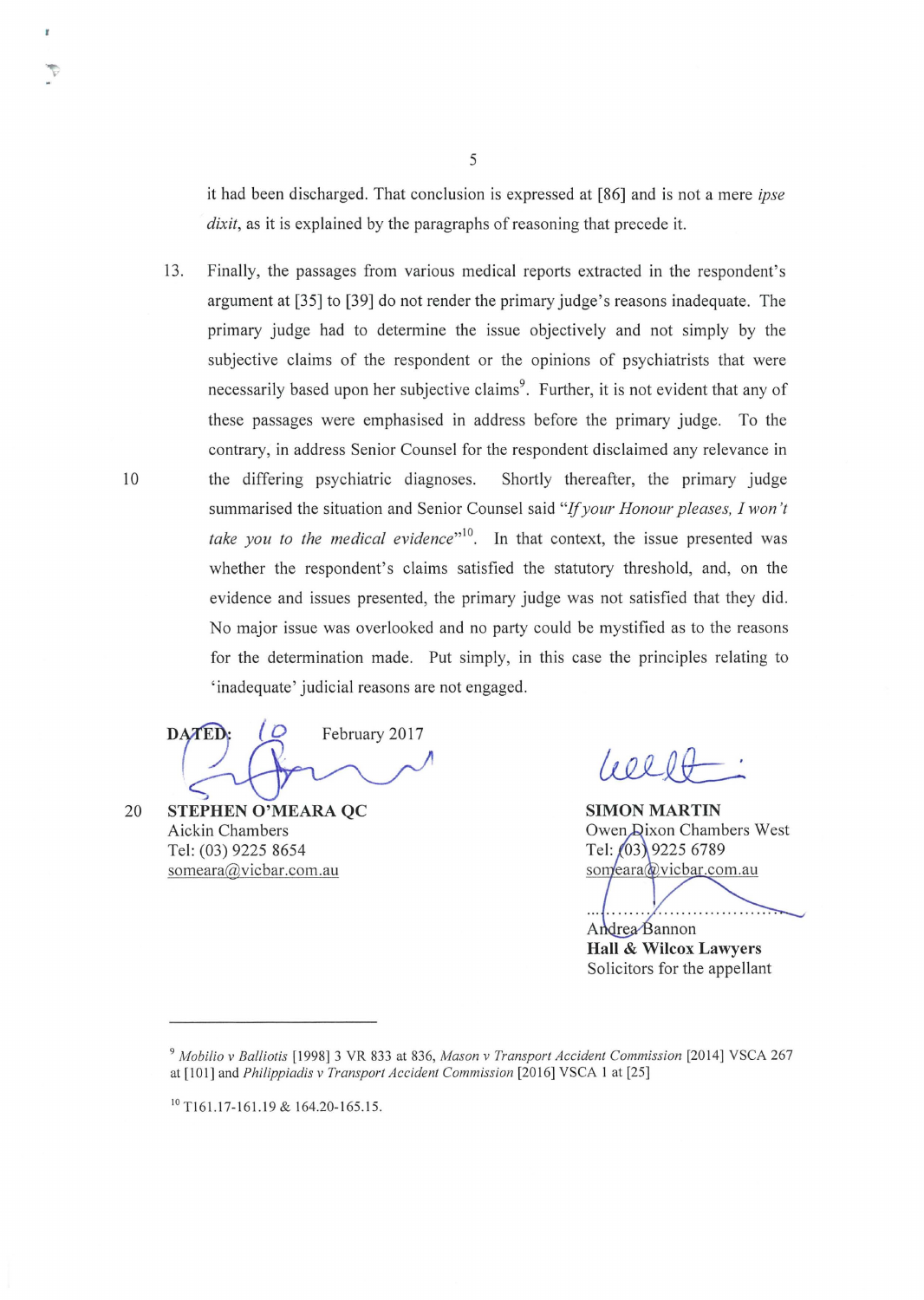it had been discharged. That conclusion is expressed at [86] and is not a mere *ipse dixit*, as it is explained by the paragraphs of reasoning that precede it.

13. Finally, the passages from various medical reports extracted in the respondent's argument at [35] to [39] do not render the primary judge's reasons inadequate. The primary judge had to determine the issue objectively and not simply by the subjective claims of the respondent or the opinions of psychiatrists that were necessarily based upon her subjective claims[9]. Further, it is not evident that any of these passages were emphasised in address before the primary judge. To the contrary, in address Senior Counsel for the respondent disclaimed any relevance in the differing psychiatric diagnoses. Shortly thereafter, the primary judge summarised the situation and Senior Counsel said "*If your Honour pleases, I won't take you to the medical evidence*"[10]. In that context, the issue presented was whether the respondent's claims satisfied the statutory threshold, and, on the evidence and issues presented, the primary judge was not satisfied that they did. No major issue was overlooked and no party could be mystified as to the reasons for the determination made. Put simply, in this case the principles relating to 'inadequate' judicial reasons are not engaged.

**DATED:** 10 February 2017

**STEPHEN O'MEARA QC**
Aickin Chambers
Tel: (03) 9225 8654
someara@vicbar.com.au

**SIMON MARTIN**
Owen Dixon Chambers West
Tel: (03) 9225 6789
someara@vicbar.com.au

.....................................
Andrea Bannon
**Hall & Wilcox Lawyers**
Solicitors for the appellant

---

[9] *Mobilio v Balliotis* [1998] 3 VR 833 at 836, *Mason v Transport Accident Commission* [2014] VSCA 267 at [101] and *Philippiadis v Transport Accident Commission* [2016] VSCA 1 at [25]

[10] T161.17-161.19 & 164.20-165.15.